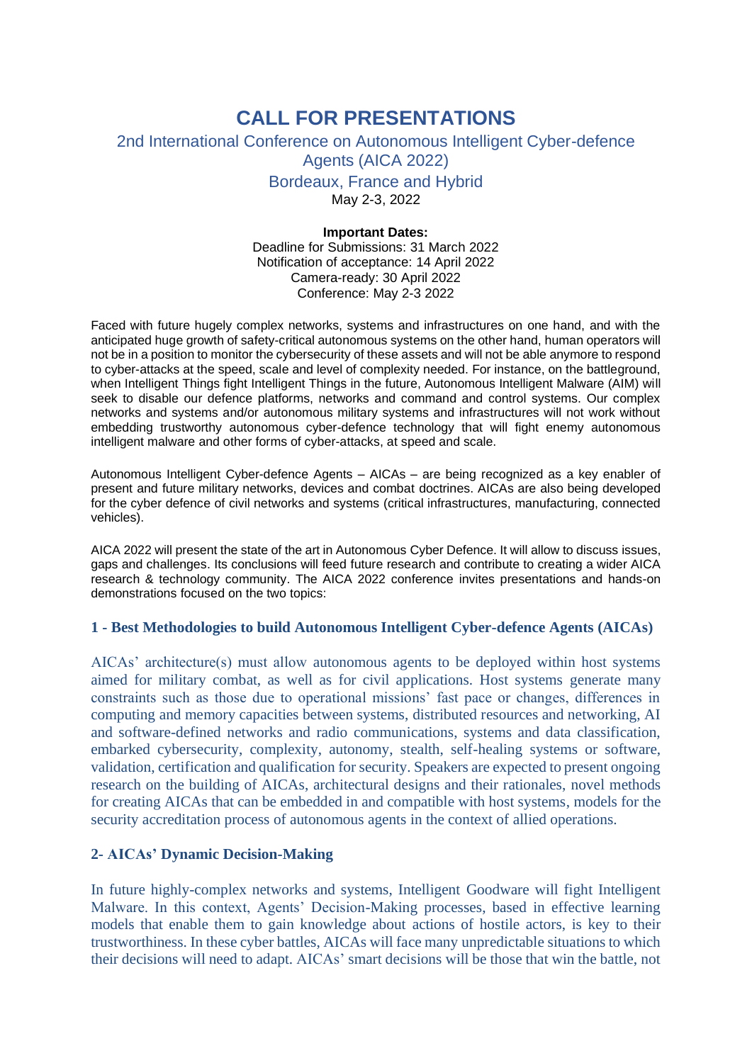# CALL FOR PRESENTATIONS

## 2nd International Conference on Autonomous Intelligent Cyber-defence Agents (AICA 2022)

## Bordeaux, France and Hybrid

May 2-3, 2022

**Important Dates:**

Deadline for Submissions: 31 March 2022
Notification of acceptance: 14 April 2022
Camera-ready: 30 April 2022
Conference: May 2-3 2022

Faced with future hugely complex networks, systems and infrastructures on one hand, and with the anticipated huge growth of safety-critical autonomous systems on the other hand, human operators will not be in a position to monitor the cybersecurity of these assets and will not be able anymore to respond to cyber-attacks at the speed, scale and level of complexity needed. For instance, on the battleground, when Intelligent Things fight Intelligent Things in the future, Autonomous Intelligent Malware (AIM) will seek to disable our defence platforms, networks and command and control systems. Our complex networks and systems and/or autonomous military systems and infrastructures will not work without embedding trustworthy autonomous cyber-defence technology that will fight enemy autonomous intelligent malware and other forms of cyber-attacks, at speed and scale.

Autonomous Intelligent Cyber-defence Agents – AICAs – are being recognized as a key enabler of present and future military networks, devices and combat doctrines. AICAs are also being developed for the cyber defence of civil networks and systems (critical infrastructures, manufacturing, connected vehicles).

AICA 2022 will present the state of the art in Autonomous Cyber Defence. It will allow to discuss issues, gaps and challenges. Its conclusions will feed future research and contribute to creating a wider AICA research & technology community. The AICA 2022 conference invites presentations and hands-on demonstrations focused on the two topics:

### 1 - Best Methodologies to build Autonomous Intelligent Cyber-defence Agents (AICAs)

AICAs' architecture(s) must allow autonomous agents to be deployed within host systems aimed for military combat, as well as for civil applications. Host systems generate many constraints such as those due to operational missions' fast pace or changes, differences in computing and memory capacities between systems, distributed resources and networking, AI and software-defined networks and radio communications, systems and data classification, embarked cybersecurity, complexity, autonomy, stealth, self-healing systems or software, validation, certification and qualification for security. Speakers are expected to present ongoing research on the building of AICAs, architectural designs and their rationales, novel methods for creating AICAs that can be embedded in and compatible with host systems, models for the security accreditation process of autonomous agents in the context of allied operations.

### 2- AICAs' Dynamic Decision-Making

In future highly-complex networks and systems, Intelligent Goodware will fight Intelligent Malware. In this context, Agents' Decision-Making processes, based in effective learning models that enable them to gain knowledge about actions of hostile actors, is key to their trustworthiness. In these cyber battles, AICAs will face many unpredictable situations to which their decisions will need to adapt. AICAs' smart decisions will be those that win the battle, not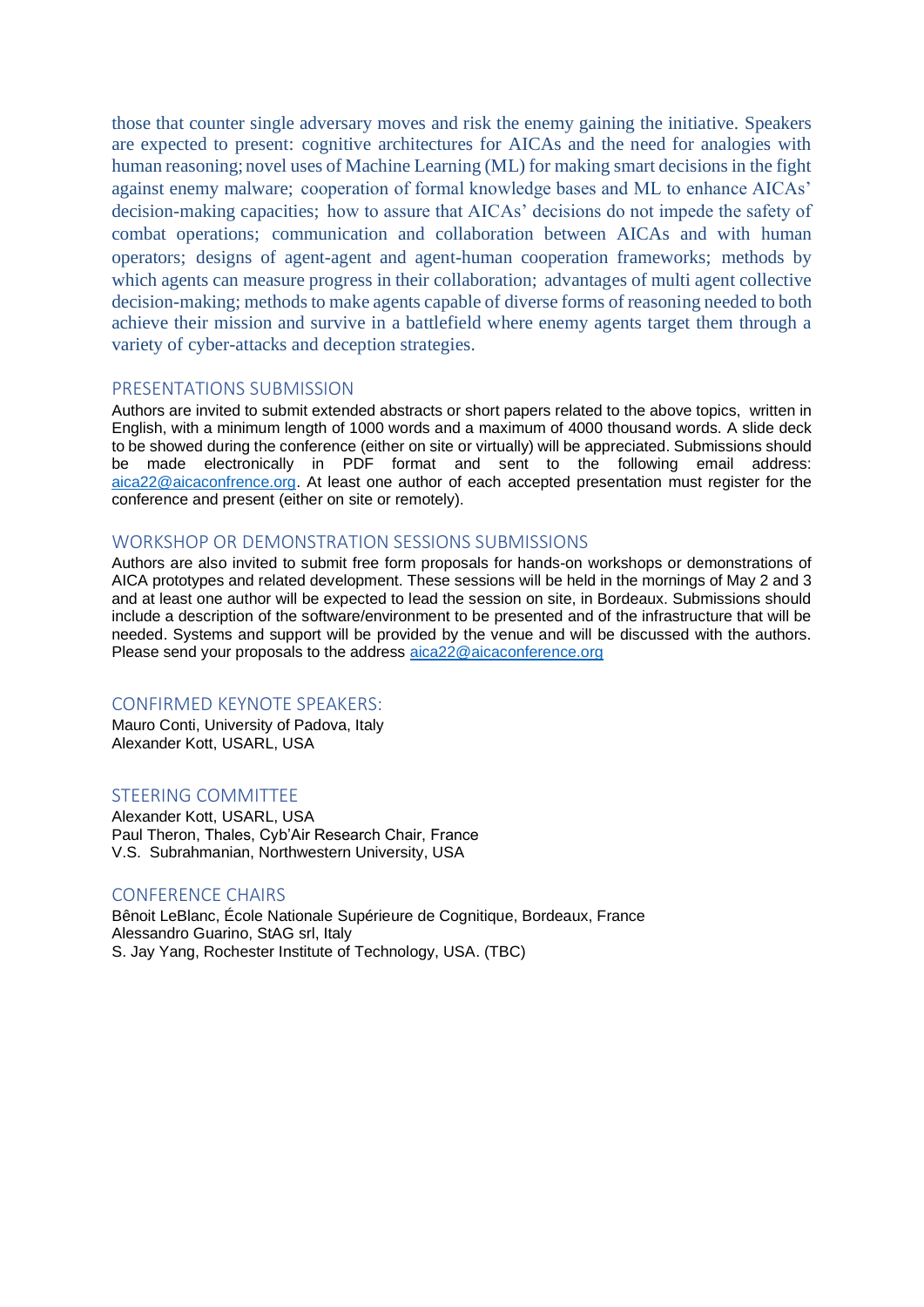those that counter single adversary moves and risk the enemy gaining the initiative. Speakers are expected to present: cognitive architectures for AICAs and the need for analogies with human reasoning; novel uses of Machine Learning (ML) for making smart decisions in the fight against enemy malware; cooperation of formal knowledge bases and ML to enhance AICAs' decision-making capacities; how to assure that AICAs' decisions do not impede the safety of combat operations; communication and collaboration between AICAs and with human operators; designs of agent-agent and agent-human cooperation frameworks; methods by which agents can measure progress in their collaboration; advantages of multi agent collective decision-making; methods to make agents capable of diverse forms of reasoning needed to both achieve their mission and survive in a battlefield where enemy agents target them through a variety of cyber-attacks and deception strategies.

## PRESENTATIONS SUBMISSION

Authors are invited to submit extended abstracts or short papers related to the above topics, written in English, with a minimum length of 1000 words and a maximum of 4000 thousand words. A slide deck to be showed during the conference (either on site or virtually) will be appreciated. Submissions should be made electronically in PDF format and sent to the following email address: aica22@aicaconfrence.org. At least one author of each accepted presentation must register for the conference and present (either on site or remotely).

## WORKSHOP OR DEMONSTRATION SESSIONS SUBMISSIONS

Authors are also invited to submit free form proposals for hands-on workshops or demonstrations of AICA prototypes and related development. These sessions will be held in the mornings of May 2 and 3 and at least one author will be expected to lead the session on site, in Bordeaux. Submissions should include a description of the software/environment to be presented and of the infrastructure that will be needed. Systems and support will be provided by the venue and will be discussed with the authors. Please send your proposals to the address aica22@aicaconference.org

## CONFIRMED KEYNOTE SPEAKERS:

Mauro Conti, University of Padova, Italy
Alexander Kott, USARL, USA

## STEERING COMMITTEE

Alexander Kott, USARL, USA
Paul Theron, Thales, Cyb'Air Research Chair, France
V.S. Subrahmanian, Northwestern University, USA

## CONFERENCE CHAIRS

Bênoit LeBlanc, École Nationale Supérieure de Cognitique, Bordeaux, France
Alessandro Guarino, StAG srl, Italy
S. Jay Yang, Rochester Institute of Technology, USA. (TBC)